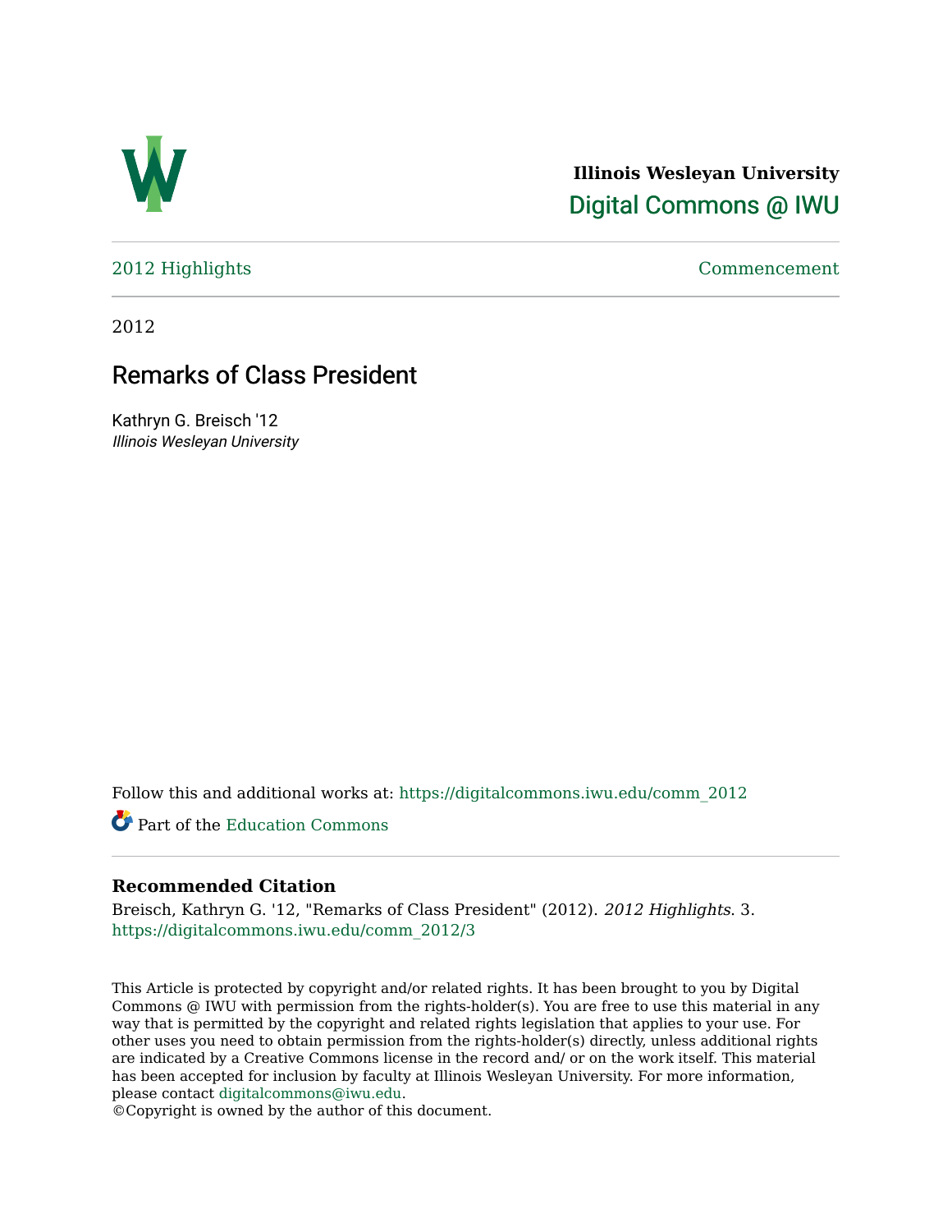**Illinois Wesleyan University**

Digital Commons @ IWU

2012 Highlights | Commencement

2012

# Remarks of Class President

Kathryn G. Breisch '12
*Illinois Wesleyan University*

Follow this and additional works at: https://digitalcommons.iwu.edu/comm_2012

Part of the Education Commons

### Recommended Citation

Breisch, Kathryn G. '12, "Remarks of Class President" (2012). *2012 Highlights*. 3.
https://digitalcommons.iwu.edu/comm_2012/3

This Article is protected by copyright and/or related rights. It has been brought to you by Digital Commons @ IWU with permission from the rights-holder(s). You are free to use this material in any way that is permitted by the copyright and related rights legislation that applies to your use. For other uses you need to obtain permission from the rights-holder(s) directly, unless additional rights are indicated by a Creative Commons license in the record and/ or on the work itself. This material has been accepted for inclusion by faculty at Illinois Wesleyan University. For more information, please contact digitalcommons@iwu.edu.
©Copyright is owned by the author of this document.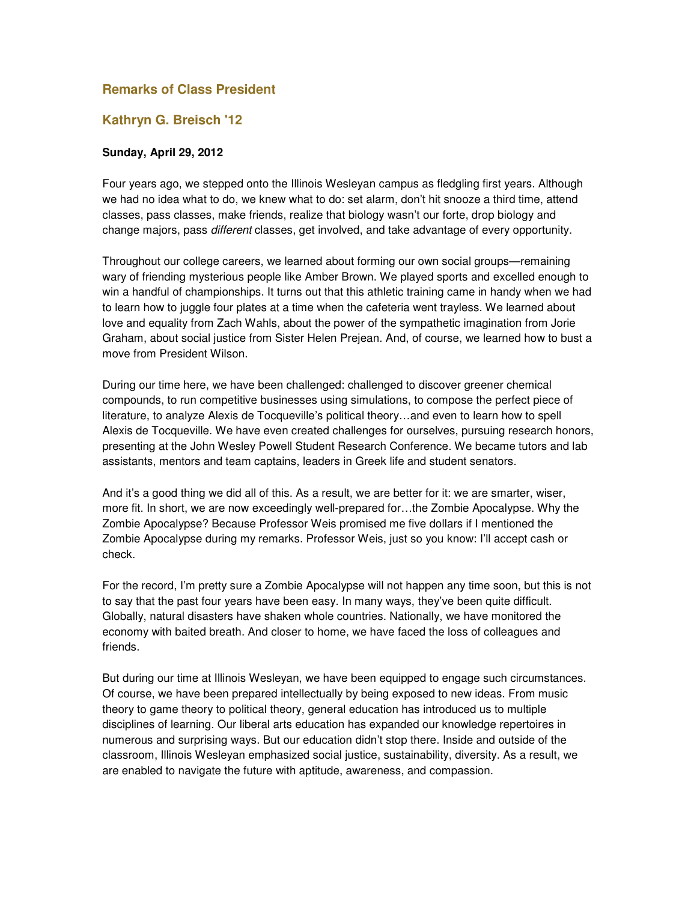## Remarks of Class President

## Kathryn G. Breisch '12

**Sunday, April 29, 2012**

Four years ago, we stepped onto the Illinois Wesleyan campus as fledgling first years. Although we had no idea what to do, we knew what to do: set alarm, don't hit snooze a third time, attend classes, pass classes, make friends, realize that biology wasn't our forte, drop biology and change majors, pass *different* classes, get involved, and take advantage of every opportunity.

Throughout our college careers, we learned about forming our own social groups—remaining wary of friending mysterious people like Amber Brown. We played sports and excelled enough to win a handful of championships. It turns out that this athletic training came in handy when we had to learn how to juggle four plates at a time when the cafeteria went trayless. We learned about love and equality from Zach Wahls, about the power of the sympathetic imagination from Jorie Graham, about social justice from Sister Helen Prejean. And, of course, we learned how to bust a move from President Wilson.

During our time here, we have been challenged: challenged to discover greener chemical compounds, to run competitive businesses using simulations, to compose the perfect piece of literature, to analyze Alexis de Tocqueville's political theory…and even to learn how to spell Alexis de Tocqueville. We have even created challenges for ourselves, pursuing research honors, presenting at the John Wesley Powell Student Research Conference. We became tutors and lab assistants, mentors and team captains, leaders in Greek life and student senators.

And it's a good thing we did all of this. As a result, we are better for it: we are smarter, wiser, more fit. In short, we are now exceedingly well-prepared for…the Zombie Apocalypse. Why the Zombie Apocalypse? Because Professor Weis promised me five dollars if I mentioned the Zombie Apocalypse during my remarks. Professor Weis, just so you know: I'll accept cash or check.

For the record, I'm pretty sure a Zombie Apocalypse will not happen any time soon, but this is not to say that the past four years have been easy. In many ways, they've been quite difficult. Globally, natural disasters have shaken whole countries. Nationally, we have monitored the economy with baited breath. And closer to home, we have faced the loss of colleagues and friends.

But during our time at Illinois Wesleyan, we have been equipped to engage such circumstances. Of course, we have been prepared intellectually by being exposed to new ideas. From music theory to game theory to political theory, general education has introduced us to multiple disciplines of learning. Our liberal arts education has expanded our knowledge repertoires in numerous and surprising ways. But our education didn't stop there. Inside and outside of the classroom, Illinois Wesleyan emphasized social justice, sustainability, diversity. As a result, we are enabled to navigate the future with aptitude, awareness, and compassion.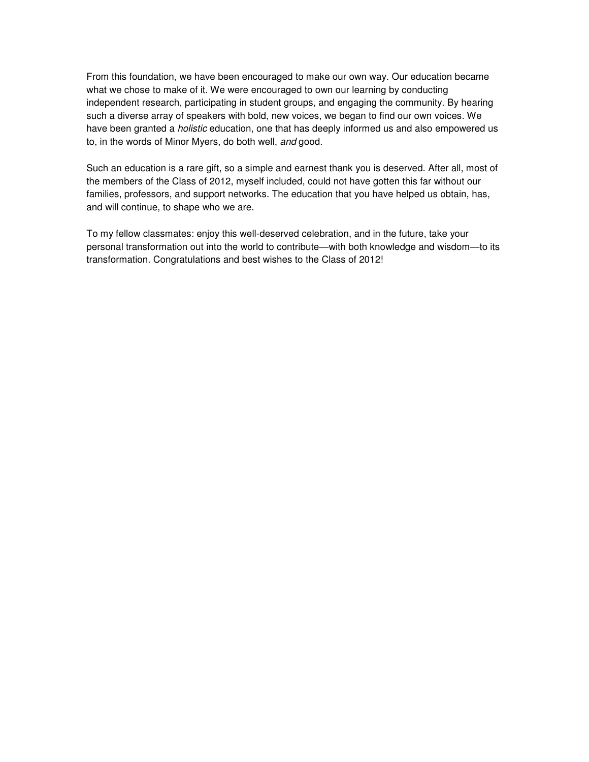From this foundation, we have been encouraged to make our own way. Our education became what we chose to make of it. We were encouraged to own our learning by conducting independent research, participating in student groups, and engaging the community. By hearing such a diverse array of speakers with bold, new voices, we began to find our own voices. We have been granted a *holistic* education, one that has deeply informed us and also empowered us to, in the words of Minor Myers, do both well, *and* good.

Such an education is a rare gift, so a simple and earnest thank you is deserved. After all, most of the members of the Class of 2012, myself included, could not have gotten this far without our families, professors, and support networks. The education that you have helped us obtain, has, and will continue, to shape who we are.

To my fellow classmates: enjoy this well-deserved celebration, and in the future, take your personal transformation out into the world to contribute—with both knowledge and wisdom—to its transformation. Congratulations and best wishes to the Class of 2012!